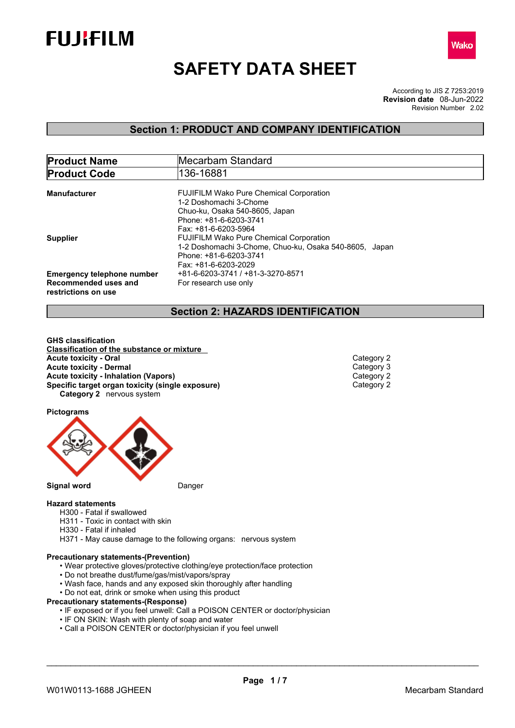# SAFETY DATA SHEET

According to JIS Z 7253:2019
**Revision date** 08-Jun-2022
Revision Number 2.02

## Section 1: PRODUCT AND COMPANY IDENTIFICATION

| **Product Name** | Mecarbam Standard |
|---|---|
| **Product Code** | 136-16881 |

**Manufacturer**
FUJIFILM Wako Pure Chemical Corporation
1-2 Doshomachi 3-Chome
Chuo-ku, Osaka 540-8605, Japan
Phone: +81-6-6203-3741
Fax: +81-6-6203-5964

**Supplier**
FUJIFILM Wako Pure Chemical Corporation
1-2 Doshomachi 3-Chome, Chuo-ku, Osaka 540-8605, Japan
Phone: +81-6-6203-3741
Fax: +81-6-6203-2029

**Emergency telephone number** +81-6-6203-3741 / +81-3-3270-8571

**Recommended uses and restrictions on use** For research use only

## Section 2: HAZARDS IDENTIFICATION

**GHS classification**

**Classification of the substance or mixture**

| | |
|---|---|
| **Acute toxicity - Oral** | Category 2 |
| **Acute toxicity - Dermal** | Category 3 |
| **Acute toxicity - Inhalation (Vapors)** | Category 2 |
| **Specific target organ toxicity (single exposure)** | Category 2 |

**Category 2** nervous system

**Pictograms**

**Signal word** Danger

**Hazard statements**

H300 - Fatal if swallowed
H311 - Toxic in contact with skin
H330 - Fatal if inhaled
H371 - May cause damage to the following organs: nervous system

**Precautionary statements-(Prevention)**

- Wear protective gloves/protective clothing/eye protection/face protection
- Do not breathe dust/fume/gas/mist/vapors/spray
- Wash face, hands and any exposed skin thoroughly after handling
- Do not eat, drink or smoke when using this product

**Precautionary statements-(Response)**

- IF exposed or if you feel unwell: Call a POISON CENTER or doctor/physician
- IF ON SKIN: Wash with plenty of soap and water
- Call a POISON CENTER or doctor/physician if you feel unwell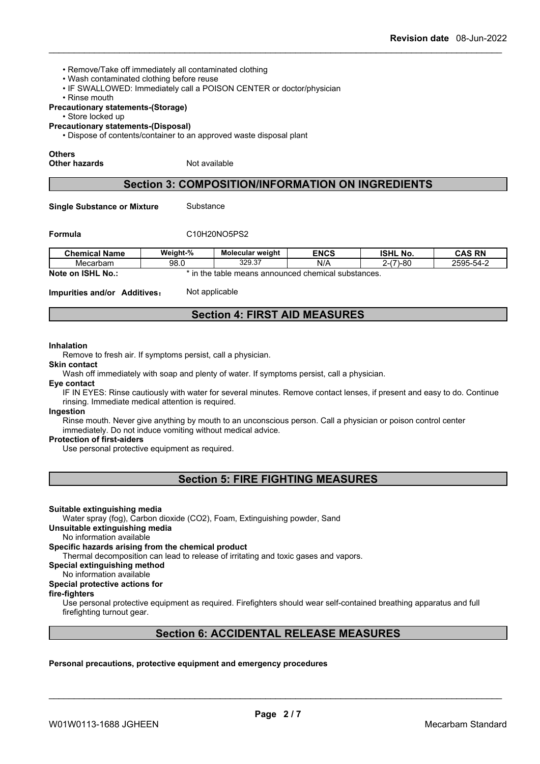- Remove/Take off immediately all contaminated clothing
- Wash contaminated clothing before reuse
- IF SWALLOWED: Immediately call a POISON CENTER or doctor/physician
- Rinse mouth

**Precautionary statements-(Storage)**

- Store locked up

**Precautionary statements-(Disposal)**

- Dispose of contents/container to an approved waste disposal plant

**Others**

**Other hazards** Not available

## Section 3: COMPOSITION/INFORMATION ON INGREDIENTS

**Single Substance or Mixture** Substance

**Formula** $C_{10}H_{20}NO_5PS_2$

| Chemical Name | Weight-% | Molecular weight | ENCS | ISHL No. | CAS RN |
|---|---|---|---|---|---|
| Mecarbam | 98.0 | 329.37 | N/A | 2-(7)-80 | 2595-54-2 |

**Note on ISHL No.:** * in the table means announced chemical substances.

**Impurities and/or Additives:** Not applicable

## Section 4: FIRST AID MEASURES

**Inhalation**

Remove to fresh air. If symptoms persist, call a physician.

**Skin contact**

Wash off immediately with soap and plenty of water. If symptoms persist, call a physician.

**Eye contact**

IF IN EYES: Rinse cautiously with water for several minutes. Remove contact lenses, if present and easy to do. Continue rinsing. Immediate medical attention is required.

**Ingestion**

Rinse mouth. Never give anything by mouth to an unconscious person. Call a physician or poison control center immediately. Do not induce vomiting without medical advice.

**Protection of first-aiders**

Use personal protective equipment as required.

## Section 5: FIRE FIGHTING MEASURES

**Suitable extinguishing media**

Water spray (fog), Carbon dioxide ($CO_2$), Foam, Extinguishing powder, Sand

**Unsuitable extinguishing media**

No information available

**Specific hazards arising from the chemical product**

Thermal decomposition can lead to release of irritating and toxic gases and vapors.

**Special extinguishing method**

No information available

**Special protective actions for fire-fighters**

Use personal protective equipment as required. Firefighters should wear self-contained breathing apparatus and full firefighting turnout gear.

## Section 6: ACCIDENTAL RELEASE MEASURES

**Personal precautions, protective equipment and emergency procedures**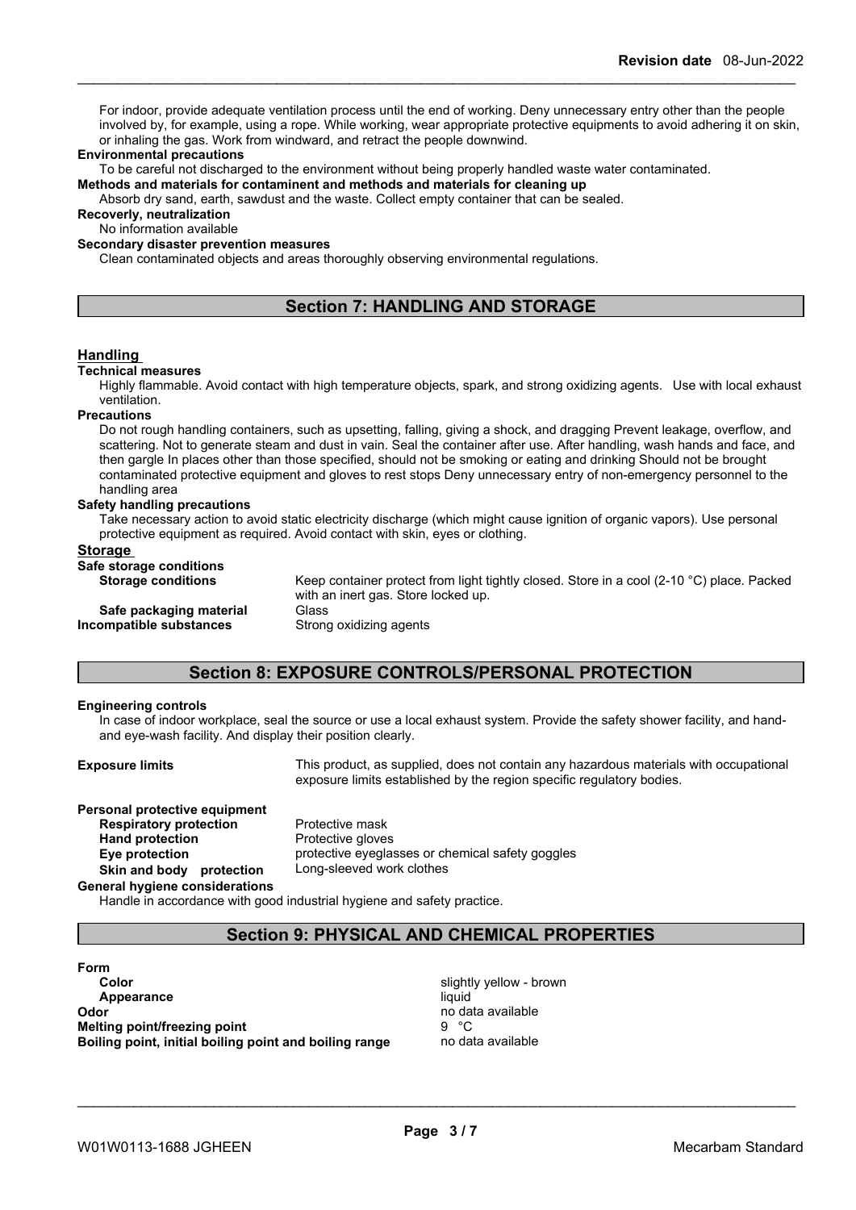For indoor, provide adequate ventilation process until the end of working. Deny unnecessary entry other than the people involved by, for example, using a rope. While working, wear appropriate protective equipments to avoid adhering it on skin, or inhaling the gas. Work from windward, and retract the people downwind.

**Environmental precautions**

To be careful not discharged to the environment without being properly handled waste water contaminated.

**Methods and materials for contaminent and methods and materials for cleaning up**

Absorb dry sand, earth, sawdust and the waste. Collect empty container that can be sealed.

**Recoverly, neutralization**

No information available

**Secondary disaster prevention measures**

Clean contaminated objects and areas thoroughly observing environmental regulations.

## Section 7: HANDLING AND STORAGE

### Handling

**Technical measures**

Highly flammable. Avoid contact with high temperature objects, spark, and strong oxidizing agents. Use with local exhaust ventilation.

**Precautions**

Do not rough handling containers, such as upsetting, falling, giving a shock, and dragging Prevent leakage, overflow, and scattering. Not to generate steam and dust in vain. Seal the container after use. After handling, wash hands and face, and then gargle In places other than those specified, should not be smoking or eating and drinking Should not be brought contaminated protective equipment and gloves to rest stops Deny unnecessary entry of non-emergency personnel to the handling area

**Safety handling precautions**

Take necessary action to avoid static electricity discharge (which might cause ignition of organic vapors). Use personal protective equipment as required. Avoid contact with skin, eyes or clothing.

### Storage

**Safe storage conditions**

**Storage conditions** Keep container protect from light tightly closed. Store in a cool (2-10 °C) place. Packed with an inert gas. Store locked up.

**Safe packaging material** Glass

**Incompatible substances** Strong oxidizing agents

## Section 8: EXPOSURE CONTROLS/PERSONAL PROTECTION

**Engineering controls**

In case of indoor workplace, seal the source or use a local exhaust system. Provide the safety shower facility, and hand- and eye-wash facility. And display their position clearly.

**Exposure limits** This product, as supplied, does not contain any hazardous materials with occupational exposure limits established by the region specific regulatory bodies.

**Personal protective equipment**

**Respiratory protection** Protective mask

**Hand protection** Protective gloves

**Eye protection** protective eyeglasses or chemical safety goggles

**Skin and body protection** Long-sleeved work clothes

**General hygiene considerations**

Handle in accordance with good industrial hygiene and safety practice.

## Section 9: PHYSICAL AND CHEMICAL PROPERTIES

**Form**

**Color** slightly yellow - brown

**Appearance** liquid

**Odor** no data available

**Melting point/freezing point** 9 °C

**Boiling point, initial boiling point and boiling range** no data available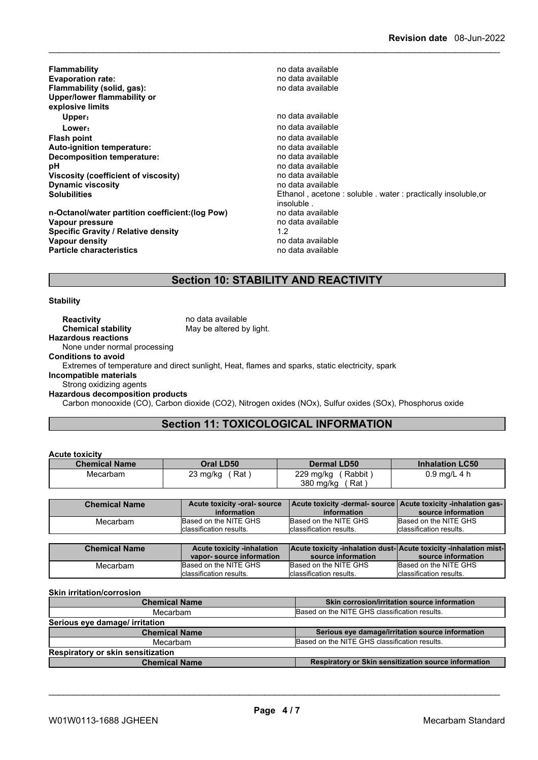| | |
|---|---|
| **Flammability** | no data available |
| **Evaporation rate:** | no data available |
| **Flammability (solid, gas):** | no data available |
| **Upper/lower flammability or explosive limits** | |
| **Upper:** | no data available |
| **Lower:** | no data available |
| **Flash point** | no data available |
| **Auto-ignition temperature:** | no data available |
| **Decomposition temperature:** | no data available |
| **pH** | no data available |
| **Viscosity (coefficient of viscosity)** | no data available |
| **Dynamic viscosity** | no data available |
| **Solubilities** | Ethanol , acetone : soluble . water : practically insoluble,or insoluble . |
| **n-Octanol/water partition coefficient:(log Pow)** | no data available |
| **Vapour pressure** | no data available |
| **Specific Gravity / Relative density** | 1.2 |
| **Vapour density** | no data available |
| **Particle characteristics** | no data available |

## Section 10: STABILITY AND REACTIVITY

**Stability**

**Reactivity** no data available
**Chemical stability** May be altered by light.

**Hazardous reactions**
None under normal processing

**Conditions to avoid**
Extremes of temperature and direct sunlight, Heat, flames and sparks, static electricity, spark

**Incompatible materials**
Strong oxidizing agents

**Hazardous decomposition products**
Carbon monooxide (CO), Carbon dioxide ($CO_2$), Nitrogen oxides (NOx), Sulfur oxides (SOx), Phosphorus oxide

## Section 11: TOXICOLOGICAL INFORMATION

**Acute toxicity**

| Chemical Name | Oral LD50 | Dermal LD50 | Inhalation LC50 |
|---|---|---|---|
| Mecarbam | 23 mg/kg ( Rat ) | 229 mg/kg ( Rabbit )<br>380 mg/kg ( Rat ) | 0.9 mg/L 4 h |

| Chemical Name | Acute toxicity -oral- source information | Acute toxicity -dermal- source information | Acute toxicity -inhalation gas- source information |
|---|---|---|---|
| Mecarbam | Based on the NITE GHS classification results. | Based on the NITE GHS classification results. | Based on the NITE GHS classification results. |

| Chemical Name | Acute toxicity -inhalation vapor- source information | Acute toxicity -inhalation dust- source information | Acute toxicity -inhalation mist- source information |
|---|---|---|---|
| Mecarbam | Based on the NITE GHS classification results. | Based on the NITE GHS classification results. | Based on the NITE GHS classification results. |

**Skin irritation/corrosion**

| Chemical Name | Skin corrosion/irritation source information |
|---|---|
| Mecarbam | Based on the NITE GHS classification results. |

**Serious eye damage/ irritation**

| Chemical Name | Serious eye damage/irritation source information |
|---|---|
| Mecarbam | Based on the NITE GHS classification results. |

**Respiratory or skin sensitization**

| Chemical Name | Respiratory or Skin sensitization source information |
|---|---|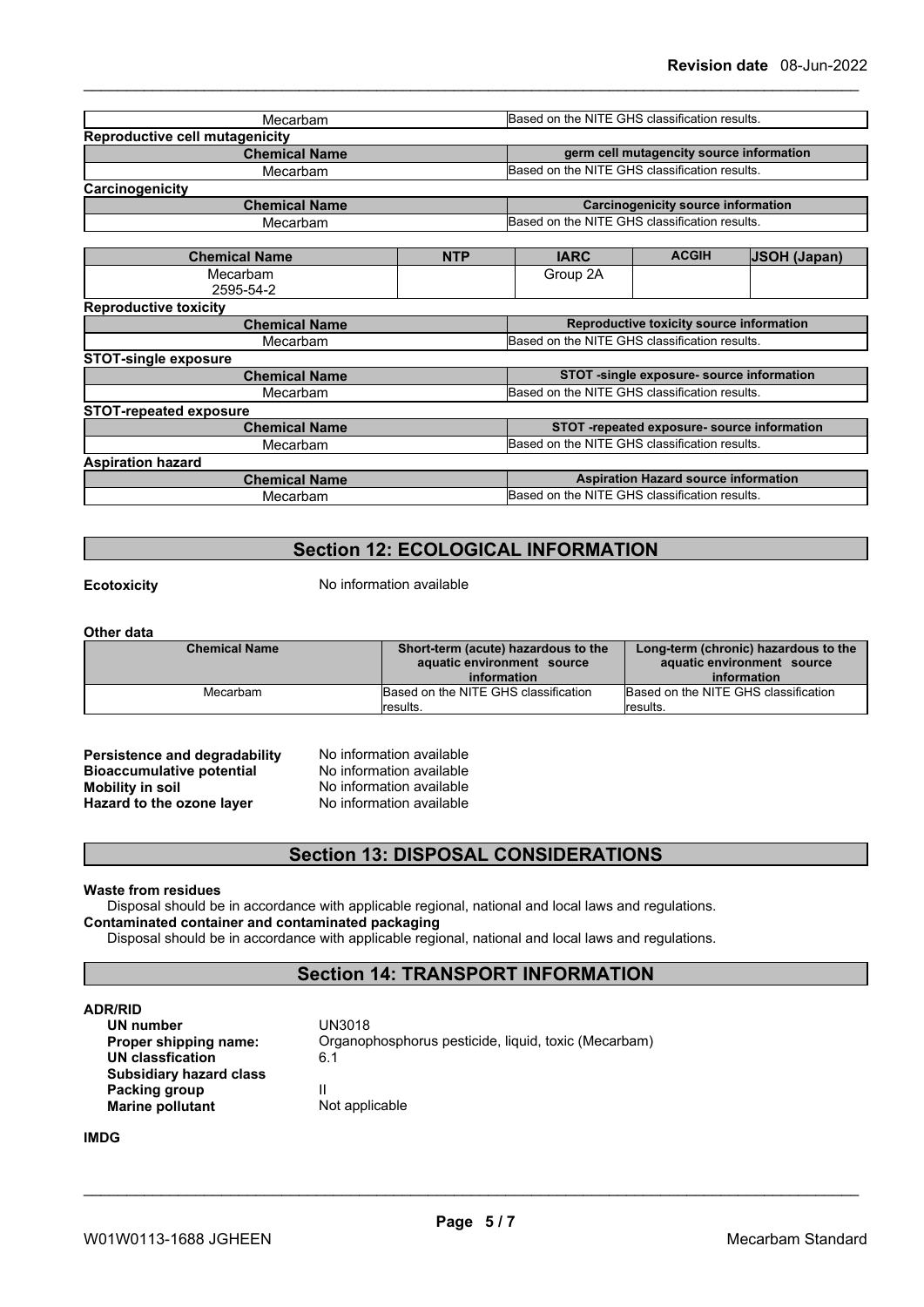| Mecarbam | Based on the NITE GHS classification results. |
|---|---|

**Reproductive cell mutagenicity**

| Chemical Name | germ cell mutagencity source information |
|---|---|
| Mecarbam | Based on the NITE GHS classification results. |

**Carcinogenicity**

| Chemical Name | Carcinogenicity source information |
|---|---|
| Mecarbam | Based on the NITE GHS classification results. |

| Chemical Name | NTP | IARC | ACGIH | JSOH (Japan) |
|---|---|---|---|---|
| Mecarbam<br>2595-54-2 | | Group 2A | | |

**Reproductive toxicity**

| Chemical Name | Reproductive toxicity source information |
|---|---|
| Mecarbam | Based on the NITE GHS classification results. |

**STOT-single exposure**

| Chemical Name | STOT -single exposure- source information |
|---|---|
| Mecarbam | Based on the NITE GHS classification results. |

**STOT-repeated exposure**

| Chemical Name | STOT -repeated exposure- source information |
|---|---|
| Mecarbam | Based on the NITE GHS classification results. |

**Aspiration hazard**

| Chemical Name | Aspiration Hazard source information |
|---|---|
| Mecarbam | Based on the NITE GHS classification results. |

## Section 12: ECOLOGICAL INFORMATION

**Ecotoxicity** No information available

**Other data**

| Chemical Name | Short-term (acute) hazardous to the aquatic environment source information | Long-term (chronic) hazardous to the aquatic environment source information |
|---|---|---|
| Mecarbam | Based on the NITE GHS classification results. | Based on the NITE GHS classification results. |

**Persistence and degradability** No information available
**Bioaccumulative potential** No information available
**Mobility in soil** No information available
**Hazard to the ozone layer** No information available

## Section 13: DISPOSAL CONSIDERATIONS

**Waste from residues**
Disposal should be in accordance with applicable regional, national and local laws and regulations.
**Contaminated container and contaminated packaging**
Disposal should be in accordance with applicable regional, national and local laws and regulations.

## Section 14: TRANSPORT INFORMATION

**ADR/RID**

**UN number** UN3018
**Proper shipping name:** Organophosphorus pesticide, liquid, toxic (Mecarbam)
**UN classfication** 6.1
**Subsidiary hazard class**
**Packing group** II
**Marine pollutant** Not applicable

**IMDG**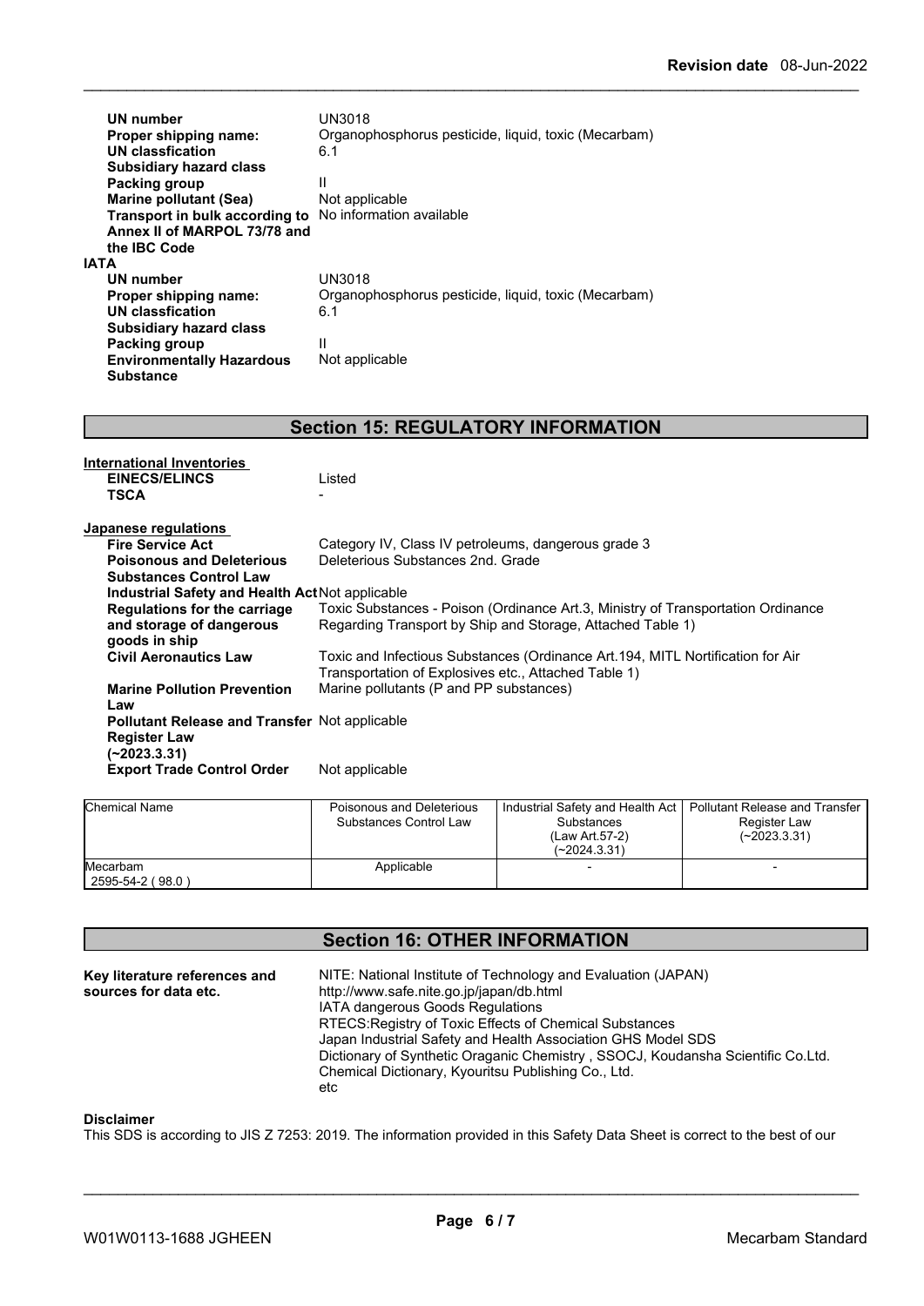| | |
|---|---|
| **UN number** | UN3018 |
| **Proper shipping name:** | Organophosphorus pesticide, liquid, toxic (Mecarbam) |
| **UN classfication** | 6.1 |
| **Subsidiary hazard class** | |
| **Packing group** | II |
| **Marine pollutant (Sea)** | Not applicable |
| **Transport in bulk according to Annex II of MARPOL 73/78 and the IBC Code** | No information available |

**IATA**

| | |
|---|---|
| **UN number** | UN3018 |
| **Proper shipping name:** | Organophosphorus pesticide, liquid, toxic (Mecarbam) |
| **UN classfication** | 6.1 |
| **Subsidiary hazard class** | |
| **Packing group** | II |
| **Environmentally Hazardous Substance** | Not applicable |

## Section 15: REGULATORY INFORMATION

**International Inventories**

| | |
|---|---|
| **EINECS/ELINCS** | Listed |
| **TSCA** | - |

**Japanese regulations**

| | |
|---|---|
| **Fire Service Act** | Category IV, Class IV petroleums, dangerous grade 3 |
| **Poisonous and Deleterious Substances Control Law** | Deleterious Substances 2nd. Grade |
| **Industrial Safety and Health Act** | Not applicable |
| **Regulations for the carriage and storage of dangerous goods in ship** | Toxic Substances - Poison (Ordinance Art.3, Ministry of Transportation Ordinance Regarding Transport by Ship and Storage, Attached Table 1) |
| **Civil Aeronautics Law** | Toxic and Infectious Substances (Ordinance Art.194, MITL Nortification for Air Transportation of Explosives etc., Attached Table 1) |
| **Marine Pollution Prevention Law** | Marine pollutants (P and PP substances) |
| **Pollutant Release and Transfer Register Law (~2023.3.31)** | Not applicable |
| **Export Trade Control Order** | Not applicable |

| Chemical Name | Poisonous and Deleterious Substances Control Law | Industrial Safety and Health Act Substances (Law Art.57-2) (~2024.3.31) | Pollutant Release and Transfer Register Law (~2023.3.31) |
|---|---|---|---|
| Mecarbam 2595-54-2 ( 98.0 ) | Applicable | - | - |

## Section 16: OTHER INFORMATION

**Key literature references and sources for data etc.**

NITE: National Institute of Technology and Evaluation (JAPAN)
http://www.safe.nite.go.jp/japan/db.html
IATA dangerous Goods Regulations
RTECS:Registry of Toxic Effects of Chemical Substances
Japan Industrial Safety and Health Association GHS Model SDS
Dictionary of Synthetic Oraganic Chemistry , SSOCJ, Koudansha Scientific Co.Ltd.
Chemical Dictionary, Kyouritsu Publishing Co., Ltd.
etc

**Disclaimer**

This SDS is according to JIS Z 7253: 2019. The information provided in this Safety Data Sheet is correct to the best of our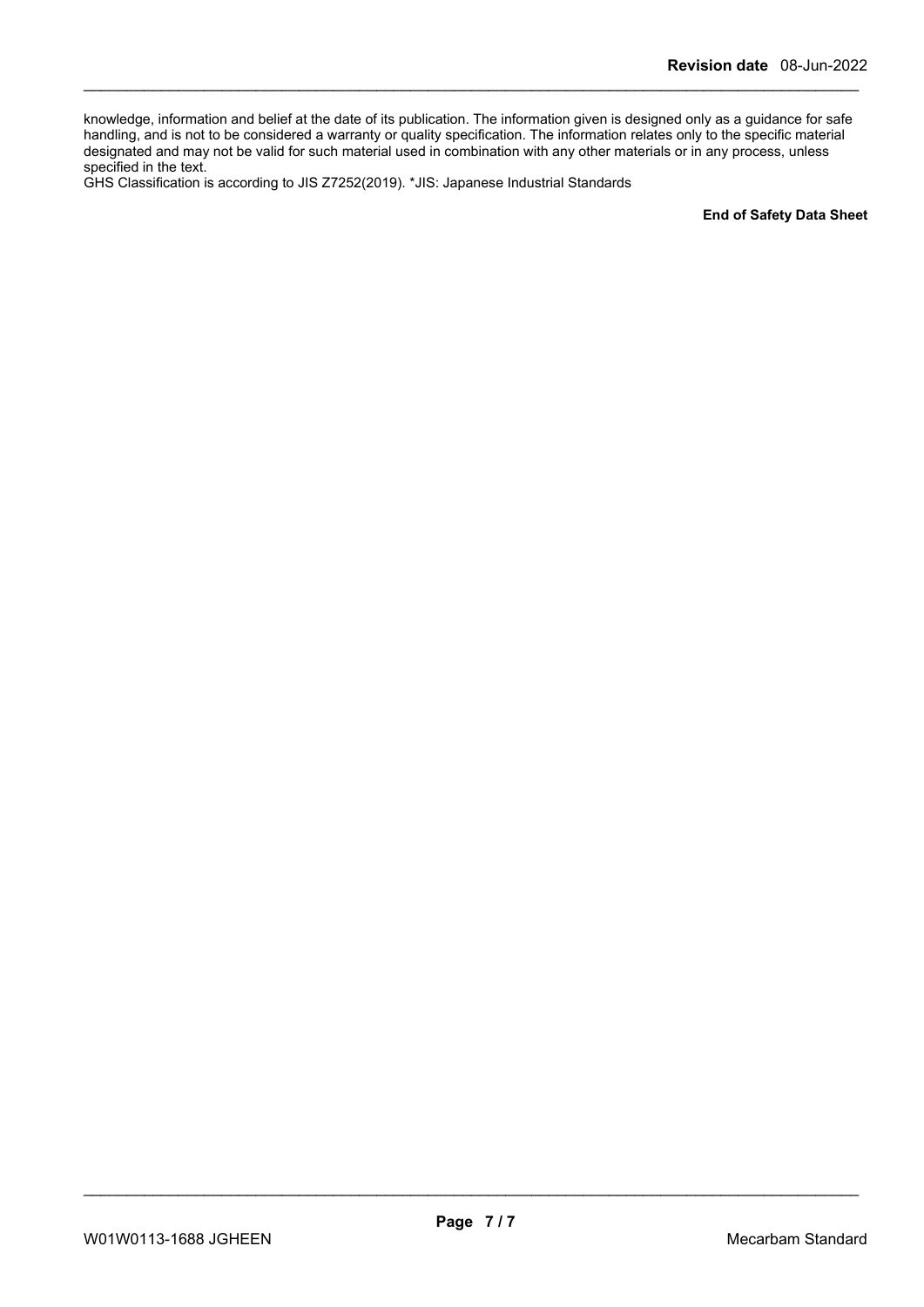knowledge, information and belief at the date of its publication. The information given is designed only as a guidance for safe handling, and is not to be considered a warranty or quality specification. The information relates only to the specific material designated and may not be valid for such material used in combination with any other materials or in any process, unless specified in the text.
GHS Classification is according to JIS Z7252(2019). *JIS: Japanese Industrial Standards

**End of Safety Data Sheet**